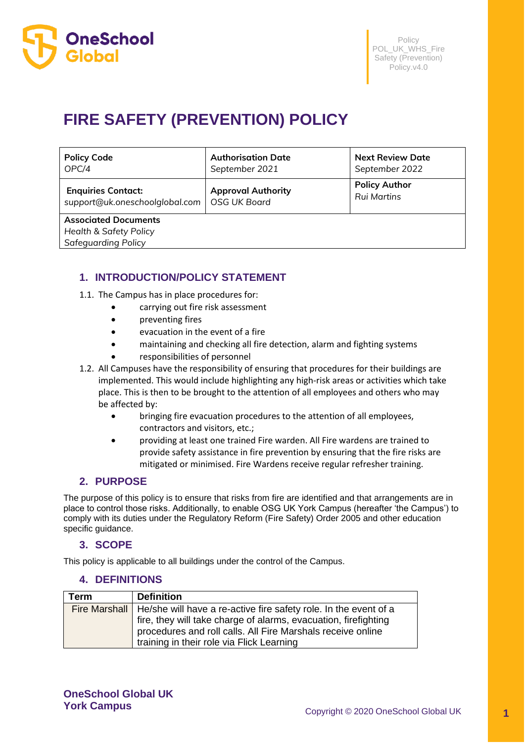# FIRE SAFETY (PREVENTION) POLICY

| **Policy Code**<br>*OPC/4* | **Authorisation Date**<br>*September 2021* | **Next Review Date**<br>*September 2022* |
|---|---|---|
| **Enquiries Contact:**<br>*support@uk.oneschoolglobal.com* | **Approval Authority**<br>*OSG UK Board* | **Policy Author**<br>*Rui Martins* |
| **Associated Documents**<br>*Health & Safety Policy*<br>*Safeguarding Policy* | | |

## 1. INTRODUCTION/POLICY STATEMENT

1.1. The Campus has in place procedures for:

- carrying out fire risk assessment
- preventing fires
- evacuation in the event of a fire
- maintaining and checking all fire detection, alarm and fighting systems
- responsibilities of personnel

1.2. All Campuses have the responsibility of ensuring that procedures for their buildings are implemented. This would include highlighting any high-risk areas or activities which take place. This is then to be brought to the attention of all employees and others who may be affected by:

- bringing fire evacuation procedures to the attention of all employees, contractors and visitors, etc.;
- providing at least one trained Fire warden. All Fire wardens are trained to provide safety assistance in fire prevention by ensuring that the fire risks are mitigated or minimised. Fire Wardens receive regular refresher training.

## 2. PURPOSE

The purpose of this policy is to ensure that risks from fire are identified and that arrangements are in place to control those risks. Additionally, to enable OSG UK York Campus (hereafter 'the Campus') to comply with its duties under the Regulatory Reform (Fire Safety) Order 2005 and other education specific guidance.

## 3. SCOPE

This policy is applicable to all buildings under the control of the Campus.

## 4. DEFINITIONS

| Term | Definition |
|---|---|
| Fire Marshall | He/she will have a re-active fire safety role. In the event of a fire, they will take charge of alarms, evacuation, firefighting procedures and roll calls. All Fire Marshals receive online training in their role via Flick Learning |

**OneSchool Global UK**
**York Campus**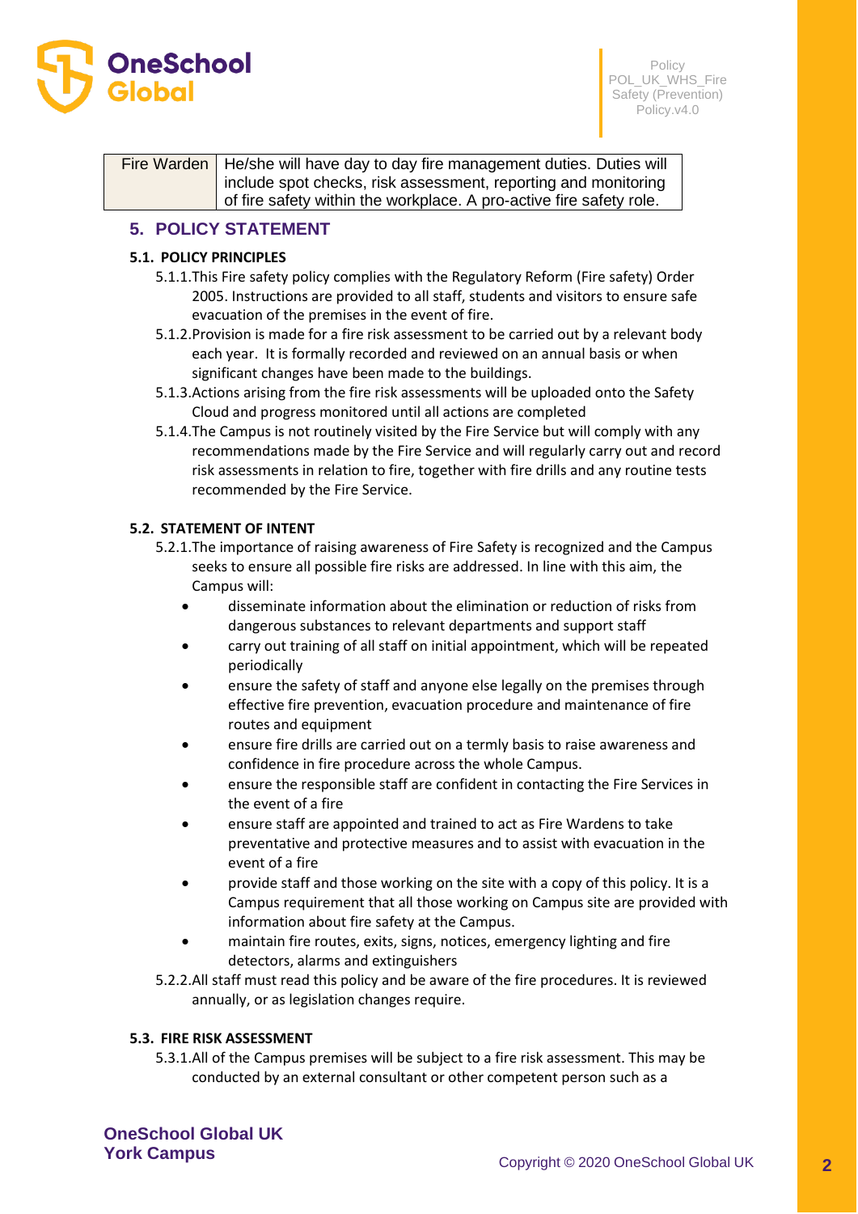| Fire Warden | He/she will have day to day fire management duties. Duties will include spot checks, risk assessment, reporting and monitoring of fire safety within the workplace. A pro-active fire safety role. |
|---|---|

## 5. POLICY STATEMENT

### 5.1. POLICY PRINCIPLES

5.1.1. This Fire safety policy complies with the Regulatory Reform (Fire safety) Order 2005. Instructions are provided to all staff, students and visitors to ensure safe evacuation of the premises in the event of fire.

5.1.2. Provision is made for a fire risk assessment to be carried out by a relevant body each year. It is formally recorded and reviewed on an annual basis or when significant changes have been made to the buildings.

5.1.3. Actions arising from the fire risk assessments will be uploaded onto the Safety Cloud and progress monitored until all actions are completed

5.1.4. The Campus is not routinely visited by the Fire Service but will comply with any recommendations made by the Fire Service and will regularly carry out and record risk assessments in relation to fire, together with fire drills and any routine tests recommended by the Fire Service.

### 5.2. STATEMENT OF INTENT

5.2.1. The importance of raising awareness of Fire Safety is recognized and the Campus seeks to ensure all possible fire risks are addressed. In line with this aim, the Campus will:

- disseminate information about the elimination or reduction of risks from dangerous substances to relevant departments and support staff
- carry out training of all staff on initial appointment, which will be repeated periodically
- ensure the safety of staff and anyone else legally on the premises through effective fire prevention, evacuation procedure and maintenance of fire routes and equipment
- ensure fire drills are carried out on a termly basis to raise awareness and confidence in fire procedure across the whole Campus.
- ensure the responsible staff are confident in contacting the Fire Services in the event of a fire
- ensure staff are appointed and trained to act as Fire Wardens to take preventative and protective measures and to assist with evacuation in the event of a fire
- provide staff and those working on the site with a copy of this policy. It is a Campus requirement that all those working on Campus site are provided with information about fire safety at the Campus.
- maintain fire routes, exits, signs, notices, emergency lighting and fire detectors, alarms and extinguishers

5.2.2. All staff must read this policy and be aware of the fire procedures. It is reviewed annually, or as legislation changes require.

### 5.3. FIRE RISK ASSESSMENT

5.3.1. All of the Campus premises will be subject to a fire risk assessment. This may be conducted by an external consultant or other competent person such as a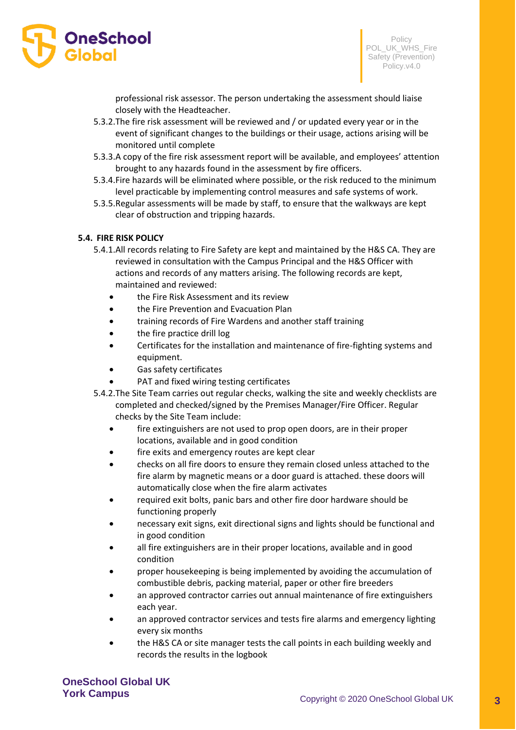professional risk assessor. The person undertaking the assessment should liaise closely with the Headteacher.

5.3.2. The fire risk assessment will be reviewed and / or updated every year or in the event of significant changes to the buildings or their usage, actions arising will be monitored until complete

5.3.3. A copy of the fire risk assessment report will be available, and employees' attention brought to any hazards found in the assessment by fire officers.

5.3.4. Fire hazards will be eliminated where possible, or the risk reduced to the minimum level practicable by implementing control measures and safe systems of work.

5.3.5. Regular assessments will be made by staff, to ensure that the walkways are kept clear of obstruction and tripping hazards.

### 5.4. FIRE RISK POLICY

5.4.1. All records relating to Fire Safety are kept and maintained by the H&S CA. They are reviewed in consultation with the Campus Principal and the H&S Officer with actions and records of any matters arising. The following records are kept, maintained and reviewed:

- the Fire Risk Assessment and its review
- the Fire Prevention and Evacuation Plan
- training records of Fire Wardens and another staff training
- the fire practice drill log
- Certificates for the installation and maintenance of fire-fighting systems and equipment.
- Gas safety certificates
- PAT and fixed wiring testing certificates

5.4.2. The Site Team carries out regular checks, walking the site and weekly checklists are completed and checked/signed by the Premises Manager/Fire Officer. Regular checks by the Site Team include:

- fire extinguishers are not used to prop open doors, are in their proper locations, available and in good condition
- fire exits and emergency routes are kept clear
- checks on all fire doors to ensure they remain closed unless attached to the fire alarm by magnetic means or a door guard is attached. these doors will automatically close when the fire alarm activates
- required exit bolts, panic bars and other fire door hardware should be functioning properly
- necessary exit signs, exit directional signs and lights should be functional and in good condition
- all fire extinguishers are in their proper locations, available and in good condition
- proper housekeeping is being implemented by avoiding the accumulation of combustible debris, packing material, paper or other fire breeders
- an approved contractor carries out annual maintenance of fire extinguishers each year.
- an approved contractor services and tests fire alarms and emergency lighting every six months
- the H&S CA or site manager tests the call points in each building weekly and records the results in the logbook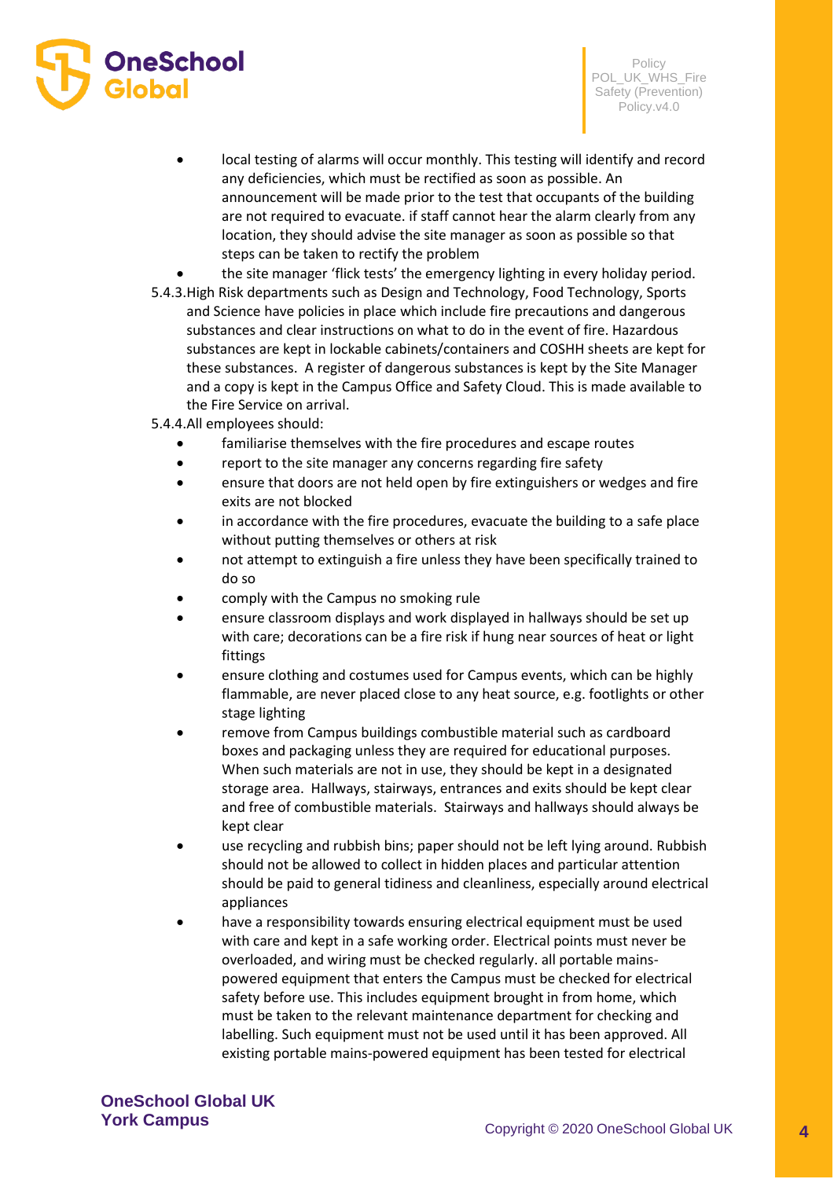- local testing of alarms will occur monthly. This testing will identify and record any deficiencies, which must be rectified as soon as possible. An announcement will be made prior to the test that occupants of the building are not required to evacuate. if staff cannot hear the alarm clearly from any location, they should advise the site manager as soon as possible so that steps can be taken to rectify the problem
- the site manager 'flick tests' the emergency lighting in every holiday period.

5.4.3. High Risk departments such as Design and Technology, Food Technology, Sports and Science have policies in place which include fire precautions and dangerous substances and clear instructions on what to do in the event of fire. Hazardous substances are kept in lockable cabinets/containers and COSHH sheets are kept for these substances. A register of dangerous substances is kept by the Site Manager and a copy is kept in the Campus Office and Safety Cloud. This is made available to the Fire Service on arrival.

5.4.4. All employees should:

- familiarise themselves with the fire procedures and escape routes
- report to the site manager any concerns regarding fire safety
- ensure that doors are not held open by fire extinguishers or wedges and fire exits are not blocked
- in accordance with the fire procedures, evacuate the building to a safe place without putting themselves or others at risk
- not attempt to extinguish a fire unless they have been specifically trained to do so
- comply with the Campus no smoking rule
- ensure classroom displays and work displayed in hallways should be set up with care; decorations can be a fire risk if hung near sources of heat or light fittings
- ensure clothing and costumes used for Campus events, which can be highly flammable, are never placed close to any heat source, e.g. footlights or other stage lighting
- remove from Campus buildings combustible material such as cardboard boxes and packaging unless they are required for educational purposes. When such materials are not in use, they should be kept in a designated storage area. Hallways, stairways, entrances and exits should be kept clear and free of combustible materials. Stairways and hallways should always be kept clear
- use recycling and rubbish bins; paper should not be left lying around. Rubbish should not be allowed to collect in hidden places and particular attention should be paid to general tidiness and cleanliness, especially around electrical appliances
- have a responsibility towards ensuring electrical equipment must be used with care and kept in a safe working order. Electrical points must never be overloaded, and wiring must be checked regularly. all portable mains-powered equipment that enters the Campus must be checked for electrical safety before use. This includes equipment brought in from home, which must be taken to the relevant maintenance department for checking and labelling. Such equipment must not be used until it has been approved. All existing portable mains-powered equipment has been tested for electrical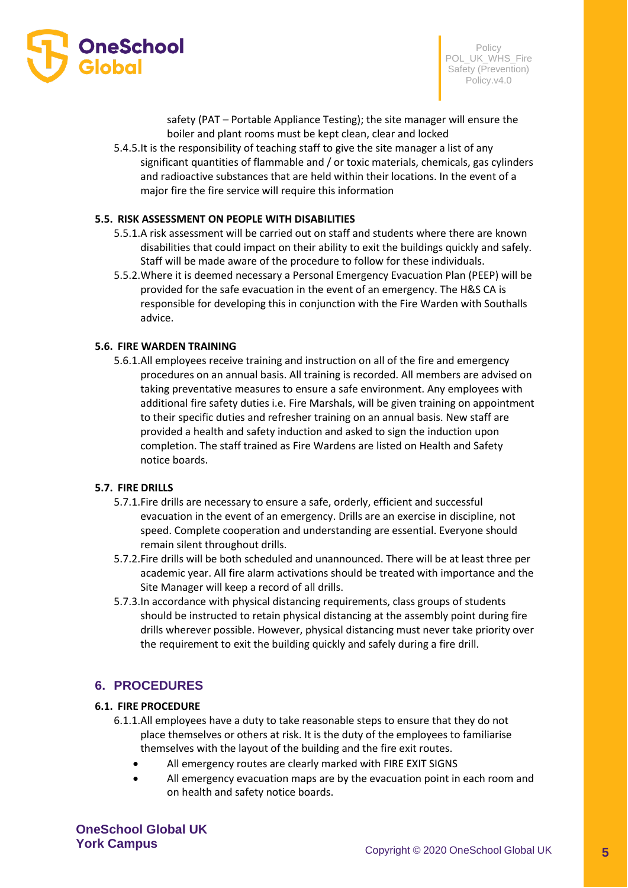safety (PAT – Portable Appliance Testing); the site manager will ensure the boiler and plant rooms must be kept clean, clear and locked

5.4.5. It is the responsibility of teaching staff to give the site manager a list of any significant quantities of flammable and / or toxic materials, chemicals, gas cylinders and radioactive substances that are held within their locations. In the event of a major fire the fire service will require this information

### 5.5. RISK ASSESSMENT ON PEOPLE WITH DISABILITIES

5.5.1. A risk assessment will be carried out on staff and students where there are known disabilities that could impact on their ability to exit the buildings quickly and safely. Staff will be made aware of the procedure to follow for these individuals.

5.5.2. Where it is deemed necessary a Personal Emergency Evacuation Plan (PEEP) will be provided for the safe evacuation in the event of an emergency. The H&S CA is responsible for developing this in conjunction with the Fire Warden with Southalls advice.

### 5.6. FIRE WARDEN TRAINING

5.6.1. All employees receive training and instruction on all of the fire and emergency procedures on an annual basis. All training is recorded. All members are advised on taking preventative measures to ensure a safe environment. Any employees with additional fire safety duties i.e. Fire Marshals, will be given training on appointment to their specific duties and refresher training on an annual basis. New staff are provided a health and safety induction and asked to sign the induction upon completion. The staff trained as Fire Wardens are listed on Health and Safety notice boards.

### 5.7. FIRE DRILLS

5.7.1. Fire drills are necessary to ensure a safe, orderly, efficient and successful evacuation in the event of an emergency. Drills are an exercise in discipline, not speed. Complete cooperation and understanding are essential. Everyone should remain silent throughout drills.

5.7.2. Fire drills will be both scheduled and unannounced. There will be at least three per academic year. All fire alarm activations should be treated with importance and the Site Manager will keep a record of all drills.

5.7.3. In accordance with physical distancing requirements, class groups of students should be instructed to retain physical distancing at the assembly point during fire drills wherever possible. However, physical distancing must never take priority over the requirement to exit the building quickly and safely during a fire drill.

## 6. PROCEDURES

### 6.1. FIRE PROCEDURE

6.1.1. All employees have a duty to take reasonable steps to ensure that they do not place themselves or others at risk. It is the duty of the employees to familiarise themselves with the layout of the building and the fire exit routes.

- All emergency routes are clearly marked with FIRE EXIT SIGNS
- All emergency evacuation maps are by the evacuation point in each room and on health and safety notice boards.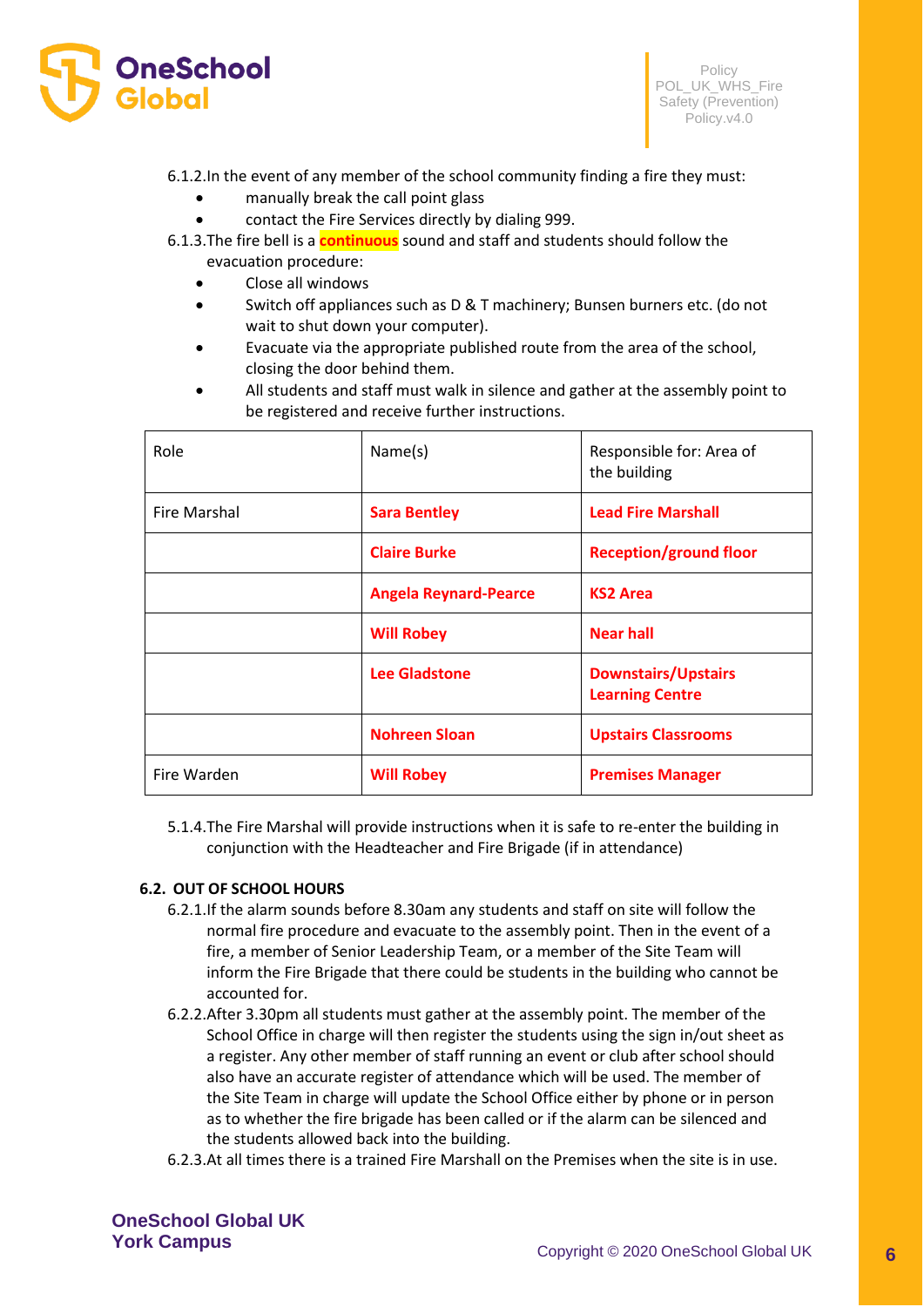6.1.2. In the event of any member of the school community finding a fire they must:

- manually break the call point glass
- contact the Fire Services directly by dialing 999.

6.1.3. The fire bell is a **continuous** sound and staff and students should follow the evacuation procedure:

- Close all windows
- Switch off appliances such as D & T machinery; Bunsen burners etc. (do not wait to shut down your computer).
- Evacuate via the appropriate published route from the area of the school, closing the door behind them.
- All students and staff must walk in silence and gather at the assembly point to be registered and receive further instructions.

| Role | Name(s) | Responsible for: Area of the building |
|---|---|---|
| Fire Marshal | **Sara Bentley** | **Lead Fire Marshall** |
| | **Claire Burke** | **Reception/ground floor** |
| | **Angela Reynard-Pearce** | **KS2 Area** |
| | **Will Robey** | **Near hall** |
| | **Lee Gladstone** | **Downstairs/Upstairs Learning Centre** |
| | **Nohreen Sloan** | **Upstairs Classrooms** |
| Fire Warden | **Will Robey** | **Premises Manager** |

5.1.4. The Fire Marshal will provide instructions when it is safe to re-enter the building in conjunction with the Headteacher and Fire Brigade (if in attendance)

**6.2. OUT OF SCHOOL HOURS**

6.2.1. If the alarm sounds before 8.30am any students and staff on site will follow the normal fire procedure and evacuate to the assembly point. Then in the event of a fire, a member of Senior Leadership Team, or a member of the Site Team will inform the Fire Brigade that there could be students in the building who cannot be accounted for.

6.2.2. After 3.30pm all students must gather at the assembly point. The member of the School Office in charge will then register the students using the sign in/out sheet as a register. Any other member of staff running an event or club after school should also have an accurate register of attendance which will be used. The member of the Site Team in charge will update the School Office either by phone or in person as to whether the fire brigade has been called or if the alarm can be silenced and the students allowed back into the building.

6.2.3. At all times there is a trained Fire Marshall on the Premises when the site is in use.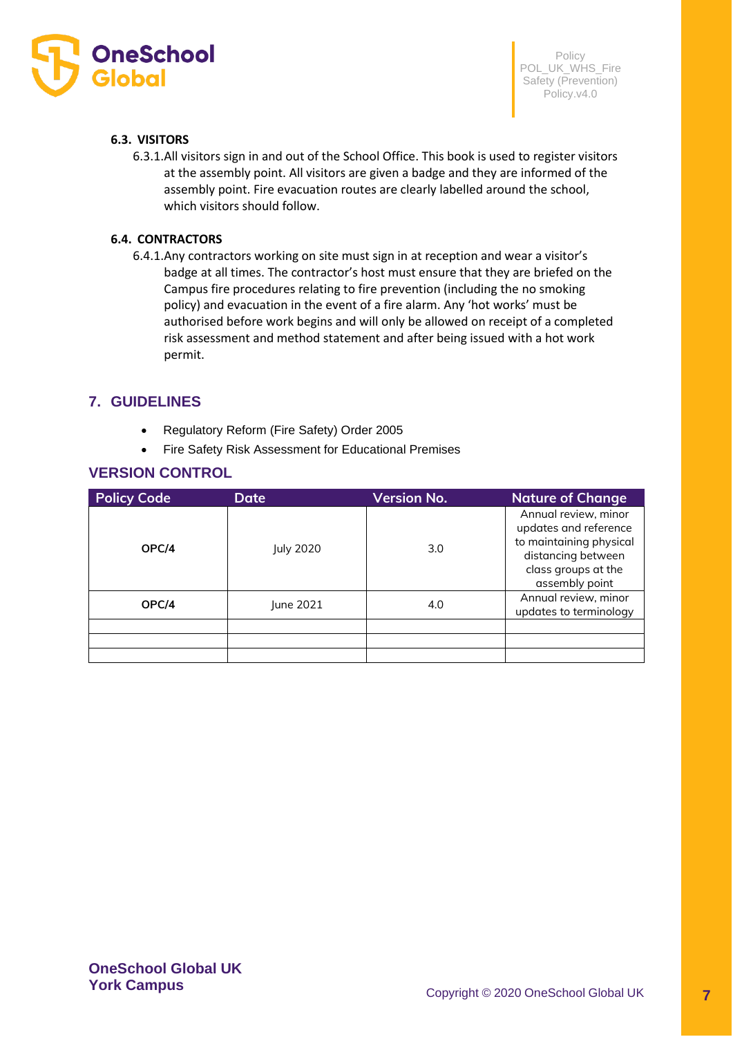### 6.3. VISITORS

6.3.1. All visitors sign in and out of the School Office. This book is used to register visitors at the assembly point. All visitors are given a badge and they are informed of the assembly point. Fire evacuation routes are clearly labelled around the school, which visitors should follow.

### 6.4. CONTRACTORS

6.4.1. Any contractors working on site must sign in at reception and wear a visitor's badge at all times. The contractor's host must ensure that they are briefed on the Campus fire procedures relating to fire prevention (including the no smoking policy) and evacuation in the event of a fire alarm. Any 'hot works' must be authorised before work begins and will only be allowed on receipt of a completed risk assessment and method statement and after being issued with a hot work permit.

## 7. GUIDELINES

- Regulatory Reform (Fire Safety) Order 2005
- Fire Safety Risk Assessment for Educational Premises

## VERSION CONTROL

| Policy Code | Date | Version No. | Nature of Change |
|---|---|---|---|
| **OPC/4** | July 2020 | 3.0 | Annual review, minor updates and reference to maintaining physical distancing between class groups at the assembly point |
| **OPC/4** | June 2021 | 4.0 | Annual review, minor updates to terminology |
| | | | |
| | | | |
| | | | |

**OneSchool Global UK**
**York Campus**

Copyright © 2020 OneSchool Global UK